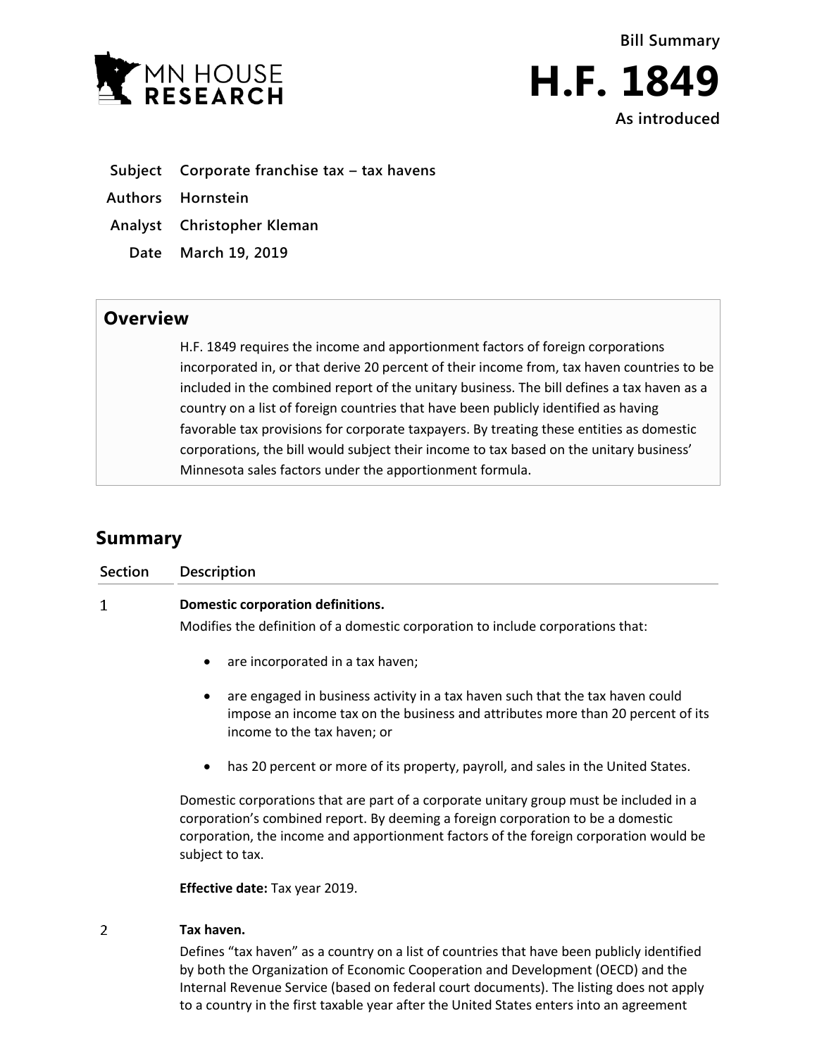MN HOUSE RESEARCH

Bill Summary

# H.F. 1849

As introduced

**Subject** Corporate franchise tax – tax havens

**Authors** Hornstein

**Analyst** Christopher Kleman

**Date** March 19, 2019

## Overview

H.F. 1849 requires the income and apportionment factors of foreign corporations incorporated in, or that derive 20 percent of their income from, tax haven countries to be included in the combined report of the unitary business. The bill defines a tax haven as a country on a list of foreign countries that have been publicly identified as having favorable tax provisions for corporate taxpayers. By treating these entities as domestic corporations, the bill would subject their income to tax based on the unitary business' Minnesota sales factors under the apportionment formula.

## Summary

| Section | Description |
|---|---|
| 1 | **Domestic corporation definitions.**<br>Modifies the definition of a domestic corporation to include corporations that:<br>• are incorporated in a tax haven;<br>• are engaged in business activity in a tax haven such that the tax haven could impose an income tax on the business and attributes more than 20 percent of its income to the tax haven; or<br>• has 20 percent or more of its property, payroll, and sales in the United States.<br>Domestic corporations that are part of a corporate unitary group must be included in a corporation's combined report. By deeming a foreign corporation to be a domestic corporation, the income and apportionment factors of the foreign corporation would be subject to tax.<br>**Effective date:** Tax year 2019. |
| 2 | **Tax haven.**<br>Defines "tax haven" as a country on a list of countries that have been publicly identified by both the Organization of Economic Cooperation and Development (OECD) and the Internal Revenue Service (based on federal court documents). The listing does not apply to a country in the first taxable year after the United States enters into an agreement |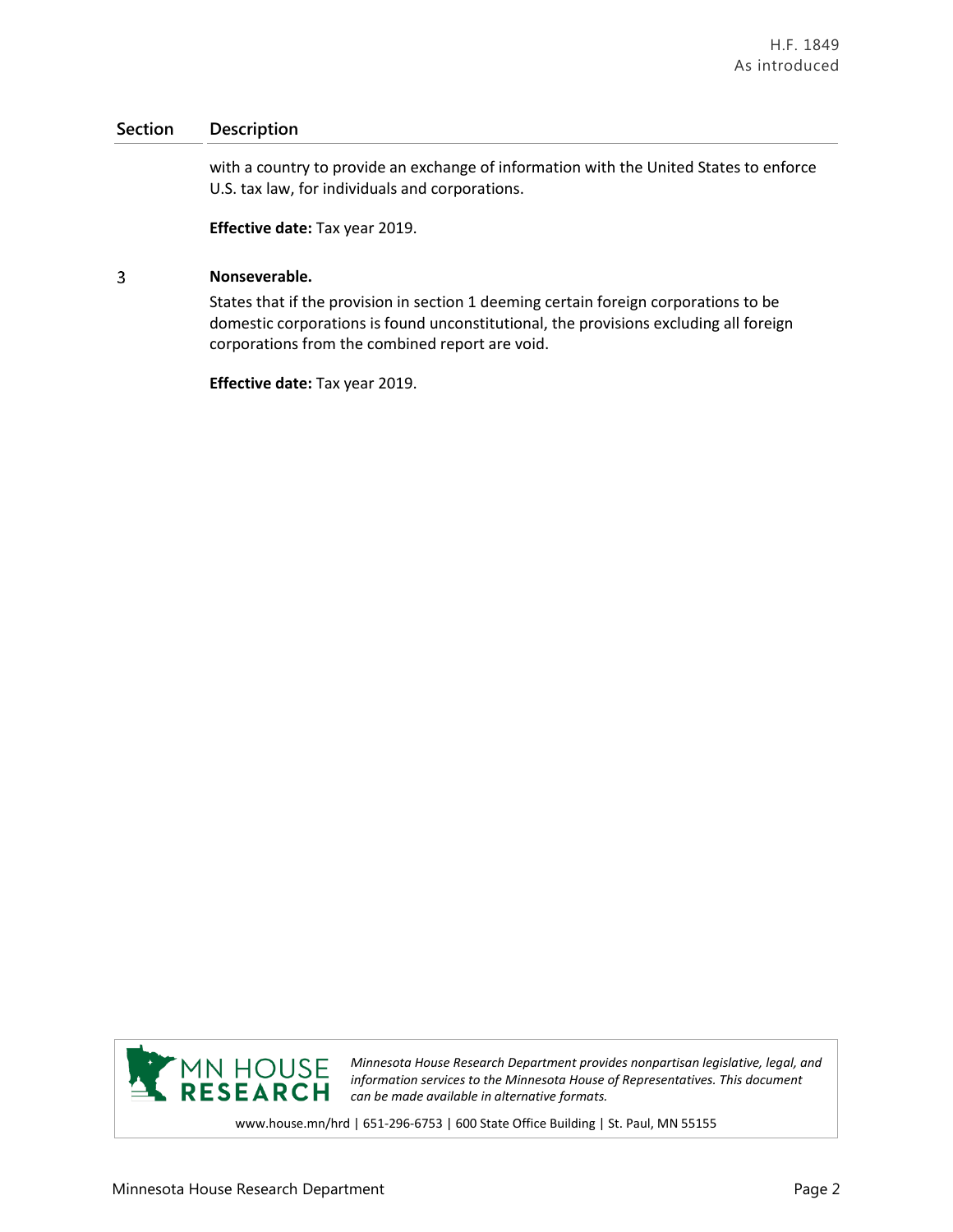| Section | Description |
|---|---|
| | with a country to provide an exchange of information with the United States to enforce U.S. tax law, for individuals and corporations.<br><br>**Effective date:** Tax year 2019. |
| 3 | **Nonseverable.**<br>States that if the provision in section 1 deeming certain foreign corporations to be domestic corporations is found unconstitutional, the provisions excluding all foreign corporations from the combined report are void.<br><br>**Effective date:** Tax year 2019. |

MN HOUSE RESEARCH

*Minnesota House Research Department provides nonpartisan legislative, legal, and information services to the Minnesota House of Representatives. This document can be made available in alternative formats.*

www.house.mn/hrd | 651-296-6753 | 600 State Office Building | St. Paul, MN 55155